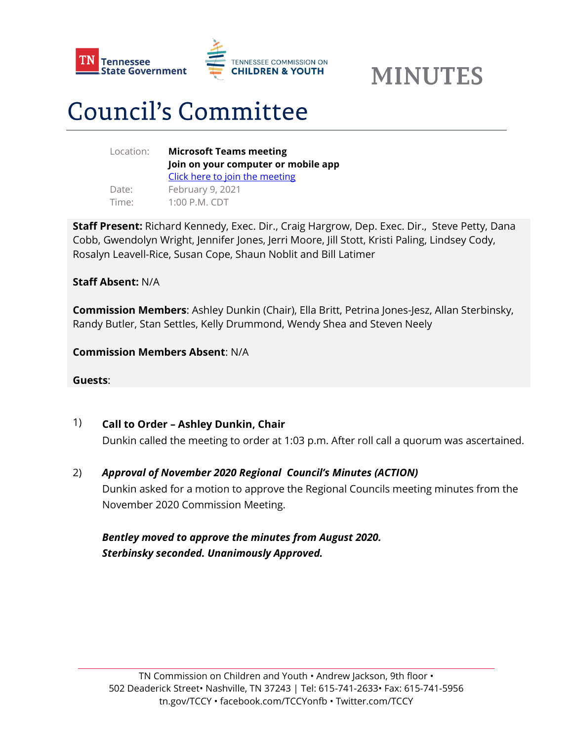Tennessee State Government | TENNESSEE COMMISSION ON CHILDREN & YOUTH

# MINUTES

# Council's Committee

| | |
|---|---|
| Location: | **Microsoft Teams meeting**<br>**Join on your computer or mobile app**<br>Click here to join the meeting |
| Date: | February 9, 2021 |
| Time: | 1:00 P.M. CDT |

**Staff Present:** Richard Kennedy, Exec. Dir., Craig Hargrow, Dep. Exec. Dir., Steve Petty, Dana Cobb, Gwendolyn Wright, Jennifer Jones, Jerri Moore, Jill Stott, Kristi Paling, Lindsey Cody, Rosalyn Leavell-Rice, Susan Cope, Shaun Noblit and Bill Latimer

**Staff Absent:** N/A

**Commission Members**: Ashley Dunkin (Chair), Ella Britt, Petrina Jones-Jesz, Allan Sterbinsky, Randy Butler, Stan Settles, Kelly Drummond, Wendy Shea and Steven Neely

**Commission Members Absent**: N/A

**Guests**:

1) **Call to Order – Ashley Dunkin, Chair**

   Dunkin called the meeting to order at 1:03 p.m. After roll call a quorum was ascertained.

2) ***Approval of November 2020 Regional Council's Minutes (ACTION)***

   Dunkin asked for a motion to approve the Regional Councils meeting minutes from the November 2020 Commission Meeting.

   ***Bentley moved to approve the minutes from August 2020.***
   ***Sterbinsky seconded. Unanimously Approved.***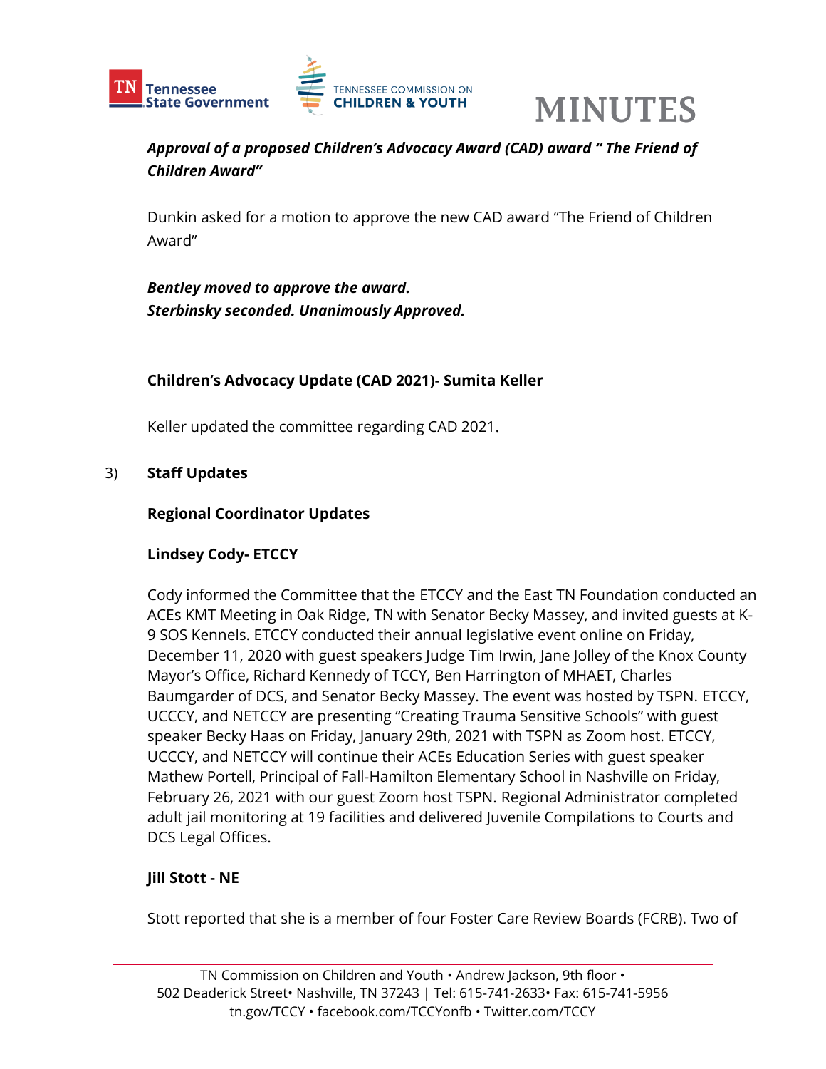***Approval of a proposed Children's Advocacy Award (CAD) award " The Friend of Children Award"***

Dunkin asked for a motion to approve the new CAD award "The Friend of Children Award"

***Bentley moved to approve the award.***
***Sterbinsky seconded. Unanimously Approved.***

**Children's Advocacy Update (CAD 2021)- Sumita Keller**

Keller updated the committee regarding CAD 2021.

3) **Staff Updates**

**Regional Coordinator Updates**

**Lindsey Cody- ETCCY**

Cody informed the Committee that the ETCCY and the East TN Foundation conducted an ACEs KMT Meeting in Oak Ridge, TN with Senator Becky Massey, and invited guests at K-9 SOS Kennels. ETCCY conducted their annual legislative event online on Friday, December 11, 2020 with guest speakers Judge Tim Irwin, Jane Jolley of the Knox County Mayor's Office, Richard Kennedy of TCCY, Ben Harrington of MHAET, Charles Baumgarder of DCS, and Senator Becky Massey. The event was hosted by TSPN. ETCCY, UCCCY, and NETCCY are presenting "Creating Trauma Sensitive Schools" with guest speaker Becky Haas on Friday, January 29th, 2021 with TSPN as Zoom host. ETCCY, UCCCY, and NETCCY will continue their ACEs Education Series with guest speaker Mathew Portell, Principal of Fall-Hamilton Elementary School in Nashville on Friday, February 26, 2021 with our guest Zoom host TSPN. Regional Administrator completed adult jail monitoring at 19 facilities and delivered Juvenile Compilations to Courts and DCS Legal Offices.

**Jill Stott - NE**

Stott reported that she is a member of four Foster Care Review Boards (FCRB). Two of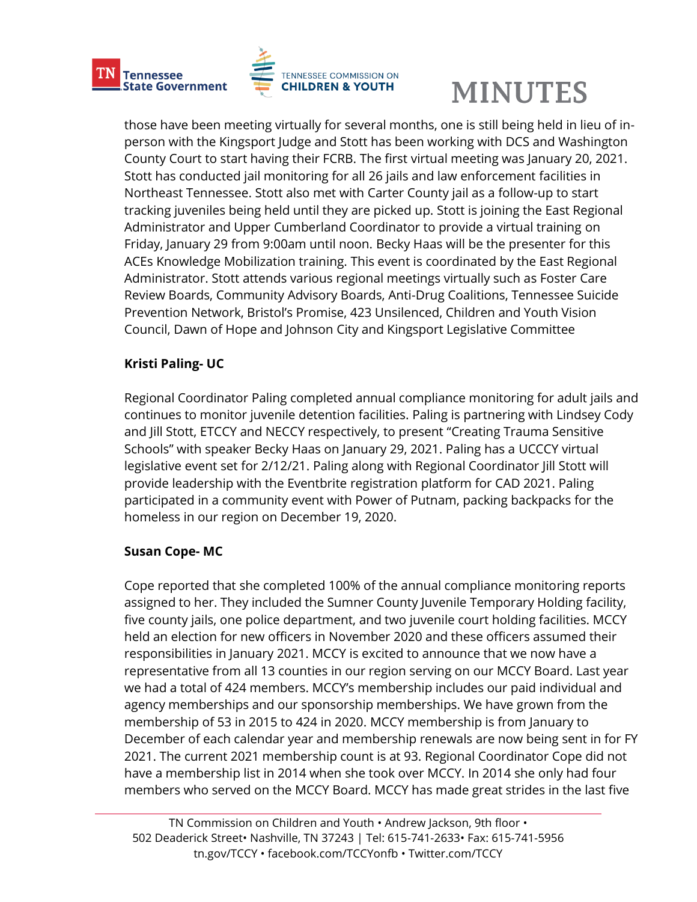those have been meeting virtually for several months, one is still being held in lieu of in-person with the Kingsport Judge and Stott has been working with DCS and Washington County Court to start having their FCRB. The first virtual meeting was January 20, 2021. Stott has conducted jail monitoring for all 26 jails and law enforcement facilities in Northeast Tennessee. Stott also met with Carter County jail as a follow-up to start tracking juveniles being held until they are picked up. Stott is joining the East Regional Administrator and Upper Cumberland Coordinator to provide a virtual training on Friday, January 29 from 9:00am until noon. Becky Haas will be the presenter for this ACEs Knowledge Mobilization training. This event is coordinated by the East Regional Administrator. Stott attends various regional meetings virtually such as Foster Care Review Boards, Community Advisory Boards, Anti-Drug Coalitions, Tennessee Suicide Prevention Network, Bristol's Promise, 423 Unsilenced, Children and Youth Vision Council, Dawn of Hope and Johnson City and Kingsport Legislative Committee

**Kristi Paling- UC**

Regional Coordinator Paling completed annual compliance monitoring for adult jails and continues to monitor juvenile detention facilities. Paling is partnering with Lindsey Cody and Jill Stott, ETCCY and NECCY respectively, to present "Creating Trauma Sensitive Schools" with speaker Becky Haas on January 29, 2021. Paling has a UCCCY virtual legislative event set for 2/12/21. Paling along with Regional Coordinator Jill Stott will provide leadership with the Eventbrite registration platform for CAD 2021. Paling participated in a community event with Power of Putnam, packing backpacks for the homeless in our region on December 19, 2020.

**Susan Cope- MC**

Cope reported that she completed 100% of the annual compliance monitoring reports assigned to her. They included the Sumner County Juvenile Temporary Holding facility, five county jails, one police department, and two juvenile court holding facilities. MCCY held an election for new officers in November 2020 and these officers assumed their responsibilities in January 2021. MCCY is excited to announce that we now have a representative from all 13 counties in our region serving on our MCCY Board. Last year we had a total of 424 members. MCCY's membership includes our paid individual and agency memberships and our sponsorship memberships. We have grown from the membership of 53 in 2015 to 424 in 2020. MCCY membership is from January to December of each calendar year and membership renewals are now being sent in for FY 2021. The current 2021 membership count is at 93. Regional Coordinator Cope did not have a membership list in 2014 when she took over MCCY. In 2014 she only had four members who served on the MCCY Board. MCCY has made great strides in the last five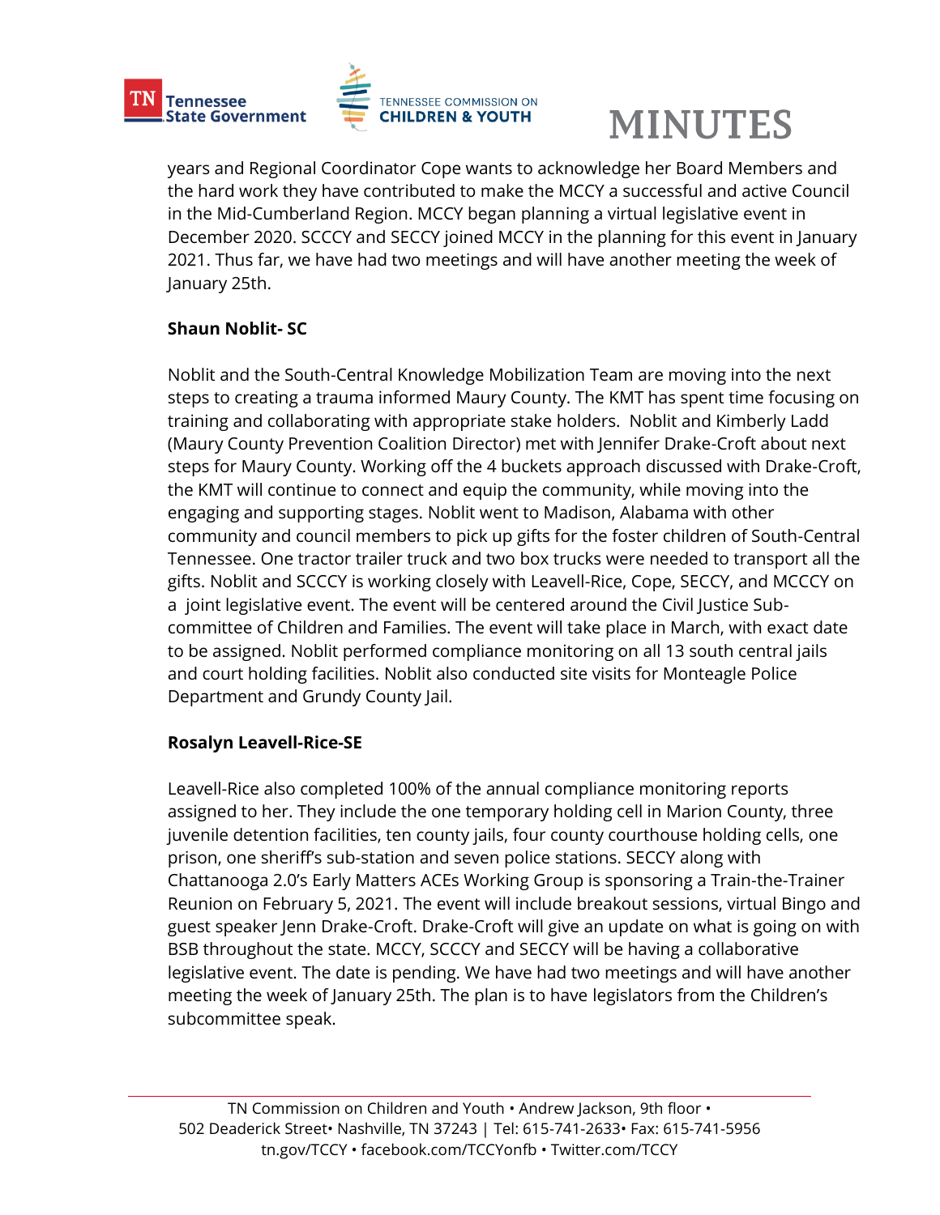years and Regional Coordinator Cope wants to acknowledge her Board Members and the hard work they have contributed to make the MCCY a successful and active Council in the Mid-Cumberland Region. MCCY began planning a virtual legislative event in December 2020. SCCCY and SECCY joined MCCY in the planning for this event in January 2021. Thus far, we have had two meetings and will have another meeting the week of January 25th.

**Shaun Noblit- SC**

Noblit and the South-Central Knowledge Mobilization Team are moving into the next steps to creating a trauma informed Maury County. The KMT has spent time focusing on training and collaborating with appropriate stake holders. Noblit and Kimberly Ladd (Maury County Prevention Coalition Director) met with Jennifer Drake-Croft about next steps for Maury County. Working off the 4 buckets approach discussed with Drake-Croft, the KMT will continue to connect and equip the community, while moving into the engaging and supporting stages. Noblit went to Madison, Alabama with other community and council members to pick up gifts for the foster children of South-Central Tennessee. One tractor trailer truck and two box trucks were needed to transport all the gifts. Noblit and SCCCY is working closely with Leavell-Rice, Cope, SECCY, and MCCCY on a joint legislative event. The event will be centered around the Civil Justice Sub-committee of Children and Families. The event will take place in March, with exact date to be assigned. Noblit performed compliance monitoring on all 13 south central jails and court holding facilities. Noblit also conducted site visits for Monteagle Police Department and Grundy County Jail.

**Rosalyn Leavell-Rice-SE**

Leavell-Rice also completed 100% of the annual compliance monitoring reports assigned to her. They include the one temporary holding cell in Marion County, three juvenile detention facilities, ten county jails, four county courthouse holding cells, one prison, one sheriff's sub-station and seven police stations. SECCY along with Chattanooga 2.0's Early Matters ACEs Working Group is sponsoring a Train-the-Trainer Reunion on February 5, 2021. The event will include breakout sessions, virtual Bingo and guest speaker Jenn Drake-Croft. Drake-Croft will give an update on what is going on with BSB throughout the state. MCCY, SCCCY and SECCY will be having a collaborative legislative event. The date is pending. We have had two meetings and will have another meeting the week of January 25th. The plan is to have legislators from the Children's subcommittee speak.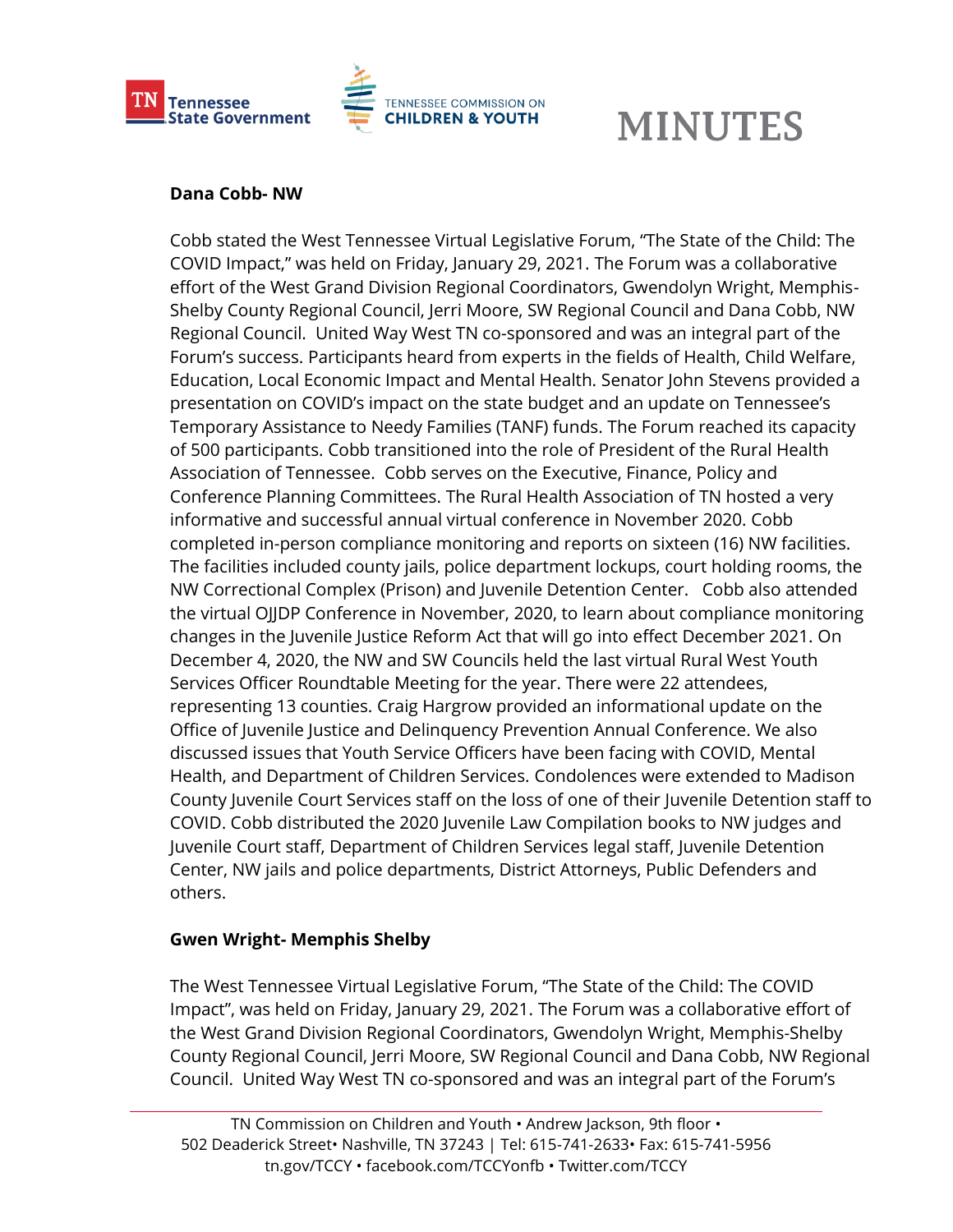**Dana Cobb- NW**

Cobb stated the West Tennessee Virtual Legislative Forum, "The State of the Child: The COVID Impact," was held on Friday, January 29, 2021. The Forum was a collaborative effort of the West Grand Division Regional Coordinators, Gwendolyn Wright, Memphis-Shelby County Regional Council, Jerri Moore, SW Regional Council and Dana Cobb, NW Regional Council. United Way West TN co-sponsored and was an integral part of the Forum's success. Participants heard from experts in the fields of Health, Child Welfare, Education, Local Economic Impact and Mental Health. Senator John Stevens provided a presentation on COVID's impact on the state budget and an update on Tennessee's Temporary Assistance to Needy Families (TANF) funds. The Forum reached its capacity of 500 participants. Cobb transitioned into the role of President of the Rural Health Association of Tennessee. Cobb serves on the Executive, Finance, Policy and Conference Planning Committees. The Rural Health Association of TN hosted a very informative and successful annual virtual conference in November 2020. Cobb completed in-person compliance monitoring and reports on sixteen (16) NW facilities. The facilities included county jails, police department lockups, court holding rooms, the NW Correctional Complex (Prison) and Juvenile Detention Center. Cobb also attended the virtual OJJDP Conference in November, 2020, to learn about compliance monitoring changes in the Juvenile Justice Reform Act that will go into effect December 2021. On December 4, 2020, the NW and SW Councils held the last virtual Rural West Youth Services Officer Roundtable Meeting for the year. There were 22 attendees, representing 13 counties. Craig Hargrow provided an informational update on the Office of Juvenile Justice and Delinquency Prevention Annual Conference. We also discussed issues that Youth Service Officers have been facing with COVID, Mental Health, and Department of Children Services. Condolences were extended to Madison County Juvenile Court Services staff on the loss of one of their Juvenile Detention staff to COVID. Cobb distributed the 2020 Juvenile Law Compilation books to NW judges and Juvenile Court staff, Department of Children Services legal staff, Juvenile Detention Center, NW jails and police departments, District Attorneys, Public Defenders and others.

**Gwen Wright- Memphis Shelby**

The West Tennessee Virtual Legislative Forum, "The State of the Child: The COVID Impact", was held on Friday, January 29, 2021. The Forum was a collaborative effort of the West Grand Division Regional Coordinators, Gwendolyn Wright, Memphis-Shelby County Regional Council, Jerri Moore, SW Regional Council and Dana Cobb, NW Regional Council. United Way West TN co-sponsored and was an integral part of the Forum's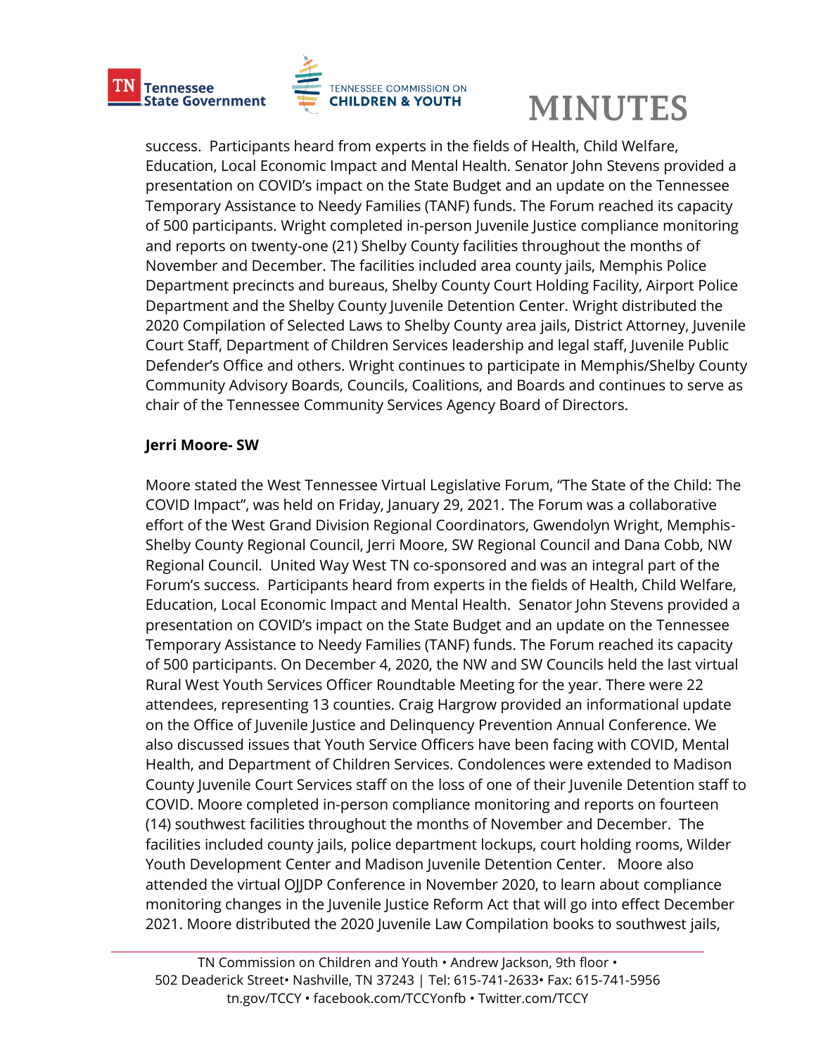success. Participants heard from experts in the fields of Health, Child Welfare, Education, Local Economic Impact and Mental Health. Senator John Stevens provided a presentation on COVID's impact on the State Budget and an update on the Tennessee Temporary Assistance to Needy Families (TANF) funds. The Forum reached its capacity of 500 participants. Wright completed in-person Juvenile Justice compliance monitoring and reports on twenty-one (21) Shelby County facilities throughout the months of November and December. The facilities included area county jails, Memphis Police Department precincts and bureaus, Shelby County Court Holding Facility, Airport Police Department and the Shelby County Juvenile Detention Center. Wright distributed the 2020 Compilation of Selected Laws to Shelby County area jails, District Attorney, Juvenile Court Staff, Department of Children Services leadership and legal staff, Juvenile Public Defender's Office and others. Wright continues to participate in Memphis/Shelby County Community Advisory Boards, Councils, Coalitions, and Boards and continues to serve as chair of the Tennessee Community Services Agency Board of Directors.

**Jerri Moore- SW**

Moore stated the West Tennessee Virtual Legislative Forum, "The State of the Child: The COVID Impact", was held on Friday, January 29, 2021. The Forum was a collaborative effort of the West Grand Division Regional Coordinators, Gwendolyn Wright, Memphis-Shelby County Regional Council, Jerri Moore, SW Regional Council and Dana Cobb, NW Regional Council. United Way West TN co-sponsored and was an integral part of the Forum's success. Participants heard from experts in the fields of Health, Child Welfare, Education, Local Economic Impact and Mental Health. Senator John Stevens provided a presentation on COVID's impact on the State Budget and an update on the Tennessee Temporary Assistance to Needy Families (TANF) funds. The Forum reached its capacity of 500 participants. On December 4, 2020, the NW and SW Councils held the last virtual Rural West Youth Services Officer Roundtable Meeting for the year. There were 22 attendees, representing 13 counties. Craig Hargrow provided an informational update on the Office of Juvenile Justice and Delinquency Prevention Annual Conference. We also discussed issues that Youth Service Officers have been facing with COVID, Mental Health, and Department of Children Services. Condolences were extended to Madison County Juvenile Court Services staff on the loss of one of their Juvenile Detention staff to COVID. Moore completed in-person compliance monitoring and reports on fourteen (14) southwest facilities throughout the months of November and December. The facilities included county jails, police department lockups, court holding rooms, Wilder Youth Development Center and Madison Juvenile Detention Center. Moore also attended the virtual OJJDP Conference in November 2020, to learn about compliance monitoring changes in the Juvenile Justice Reform Act that will go into effect December 2021. Moore distributed the 2020 Juvenile Law Compilation books to southwest jails,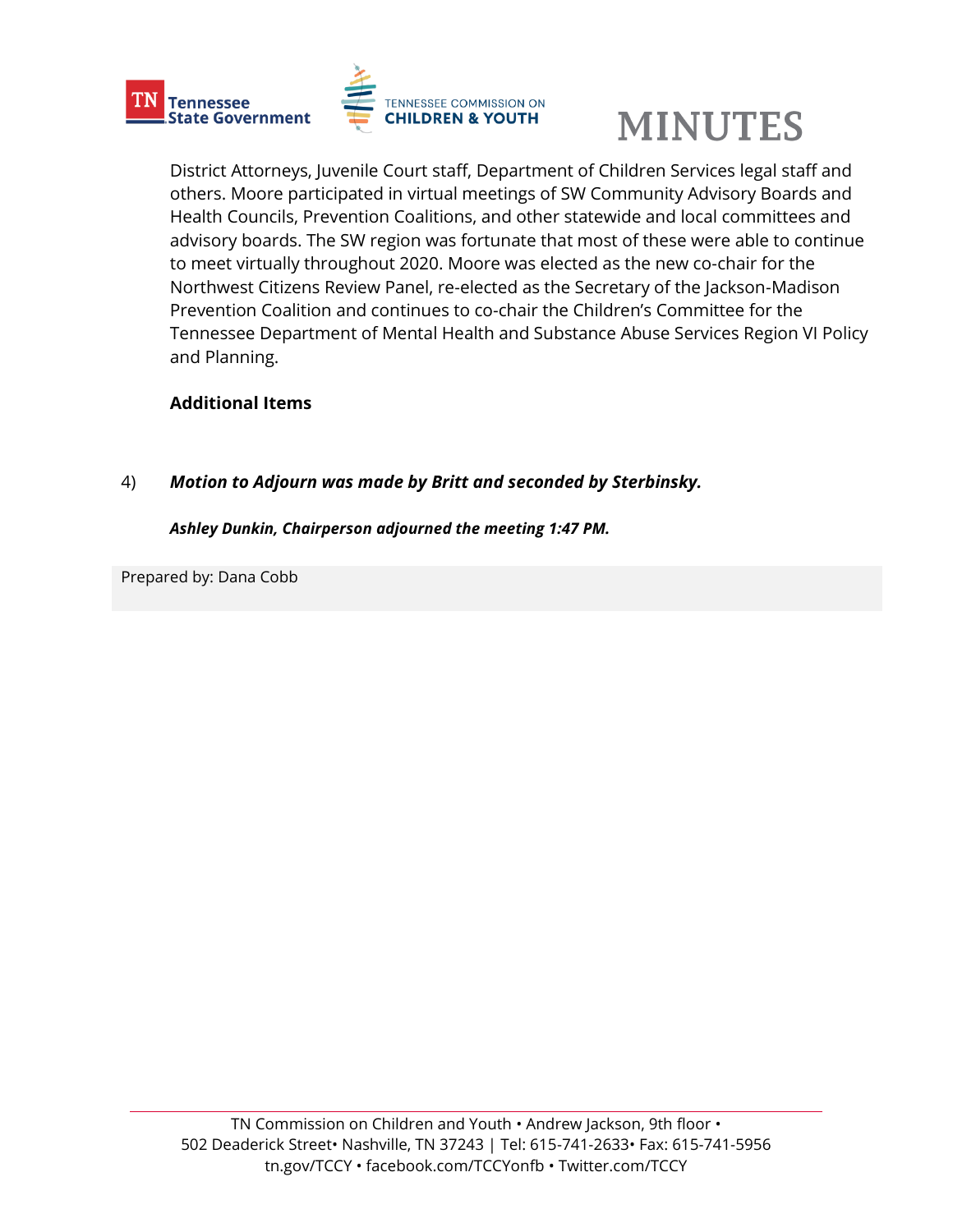District Attorneys, Juvenile Court staff, Department of Children Services legal staff and others. Moore participated in virtual meetings of SW Community Advisory Boards and Health Councils, Prevention Coalitions, and other statewide and local committees and advisory boards. The SW region was fortunate that most of these were able to continue to meet virtually throughout 2020. Moore was elected as the new co-chair for the Northwest Citizens Review Panel, re-elected as the Secretary of the Jackson-Madison Prevention Coalition and continues to co-chair the Children's Committee for the Tennessee Department of Mental Health and Substance Abuse Services Region VI Policy and Planning.

**Additional Items**

4) ***Motion to Adjourn was made by Britt and seconded by Sterbinsky.***

***Ashley Dunkin, Chairperson adjourned the meeting 1:47 PM.***

Prepared by: Dana Cobb